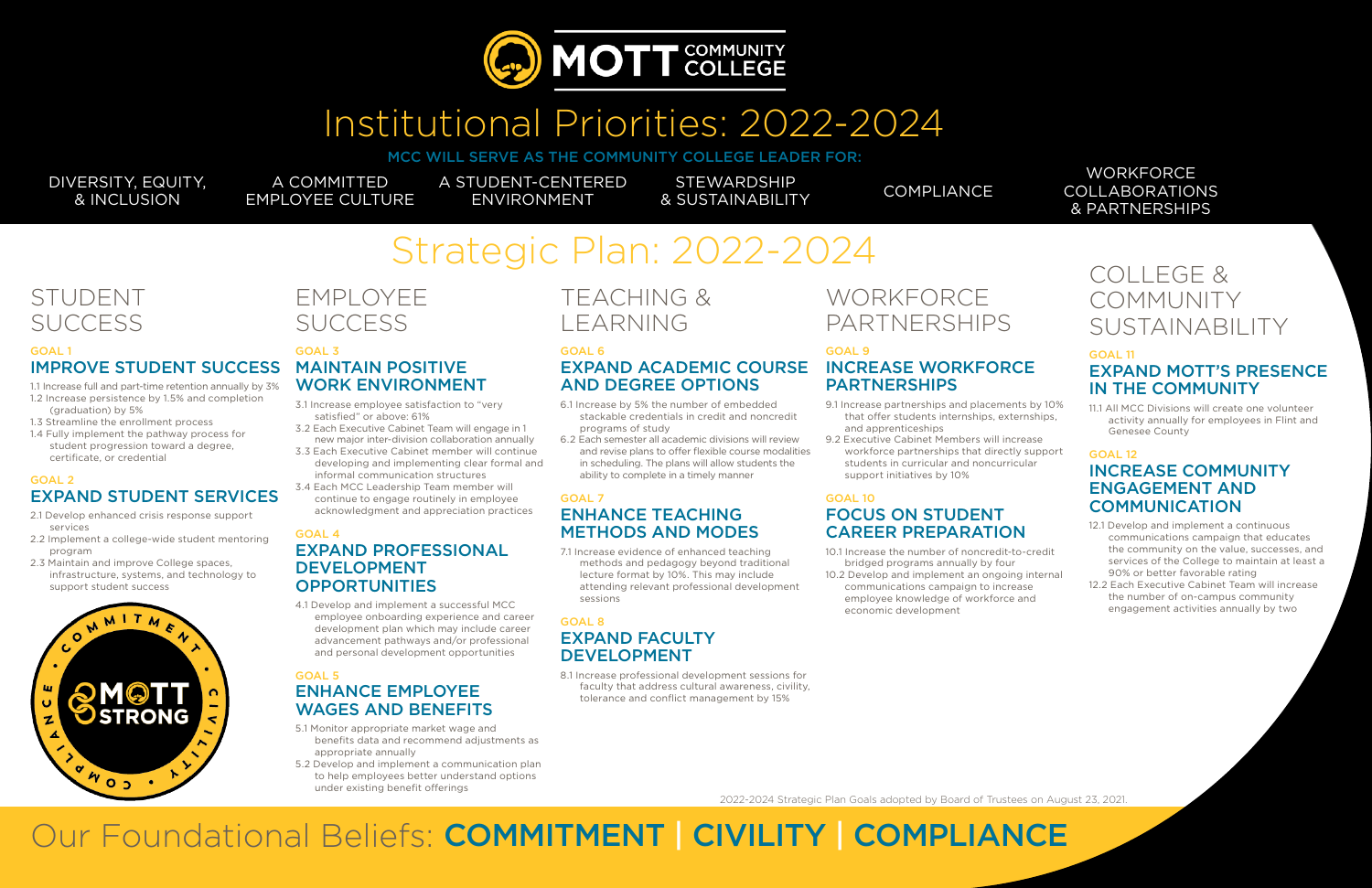# MOTT COMMUNITY COLLEGE

# Institutional Priorities: 2022-2024

**MCC WILL SERVE AS THE COMMUNITY COLLEGE LEADER FOR:**

- DIVERSITY, EQUITY, & INCLUSION
- A COMMITTED EMPLOYEE CULTURE
- A STUDENT-CENTERED ENVIRONMENT
- STEWARDSHIP & SUSTAINABILITY
- COMPLIANCE
- WORKFORCE COLLABORATIONS & PARTNERSHIPS

# Strategic Plan: 2022-2024

## STUDENT SUCCESS

GOAL 1

### IMPROVE STUDENT SUCCESS

1.1 Increase full and part-time retention annually by 3%
1.2 Increase persistence by 1.5% and completion (graduation) by 5%
1.3 Streamline the enrollment process
1.4 Fully implement the pathway process for student progression toward a degree, certificate, or credential

GOAL 2

### EXPAND STUDENT SERVICES

2.1 Develop enhanced crisis response support services
2.2 Implement a college-wide student mentoring program
2.3 Maintain and improve College spaces, infrastructure, systems, and technology to support student success

MOTT STRONG — COMMITMENT • CIVILITY • COMPLIANCE

## EMPLOYEE SUCCESS

GOAL 3

### MAINTAIN POSITIVE WORK ENVIRONMENT

3.1 Increase employee satisfaction to "very satisfied" or above: 61%
3.2 Each Executive Cabinet Team will engage in 1 new major inter-division collaboration annually
3.3 Each Executive Cabinet member will continue developing and implementing clear formal and informal communication structures
3.4 Each MCC Leadership Team member will continue to engage routinely in employee acknowledgment and appreciation practices

GOAL 4

### EXPAND PROFESSIONAL DEVELOPMENT OPPORTUNITIES

4.1 Develop and implement a successful MCC employee onboarding experience and career development plan which may include career advancement pathways and/or professional and personal development opportunities

GOAL 5

### ENHANCE EMPLOYEE WAGES AND BENEFITS

5.1 Monitor appropriate market wage and benefits data and recommend adjustments as appropriate annually
5.2 Develop and implement a communication plan to help employees better understand options under existing benefit offerings

## TEACHING & LEARNING

GOAL 6

### EXPAND ACADEMIC COURSE AND DEGREE OPTIONS

6.1 Increase by 5% the number of embedded stackable credentials in credit and noncredit programs of study
6.2 Each semester all academic divisions will review and revise plans to offer flexible course modalities in scheduling. The plans will allow students the ability to complete in a timely manner

GOAL 7

### ENHANCE TEACHING METHODS AND MODES

7.1 Increase evidence of enhanced teaching methods and pedagogy beyond traditional lecture format by 10%. This may include attending relevant professional development sessions

GOAL 8

### EXPAND FACULTY DEVELOPMENT

8.1 Increase professional development sessions for faculty that address cultural awareness, civility, tolerance and conflict management by 15%

## WORKFORCE PARTNERSHIPS

GOAL 9

### INCREASE WORKFORCE PARTNERSHIPS

9.1 Increase partnerships and placements by 10% that offer students internships, externships, and apprenticeships
9.2 Executive Cabinet Members will increase workforce partnerships that directly support students in curricular and noncurricular support initiatives by 10%

GOAL 10

### FOCUS ON STUDENT CAREER PREPARATION

10.1 Increase the number of noncredit-to-credit bridged programs annually by four
10.2 Develop and implement an ongoing internal communications campaign to increase employee knowledge of workforce and economic development

## COLLEGE & COMMUNITY SUSTAINABILITY

GOAL 11

### EXPAND MOTT'S PRESENCE IN THE COMMUNITY

11.1 All MCC Divisions will create one volunteer activity annually for employees in Flint and Genesee County

GOAL 12

### INCREASE COMMUNITY ENGAGEMENT AND COMMUNICATION

12.1 Develop and implement a continuous communications campaign that educates the community on the value, successes, and services of the College to maintain at least a 90% or better favorable rating
12.2 Each Executive Cabinet Team will increase the number of on-campus community engagement activities annually by two

2022-2024 Strategic Plan Goals adopted by Board of Trustees on August 23, 2021.

# Our Foundational Beliefs: COMMITMENT | CIVILITY | COMPLIANCE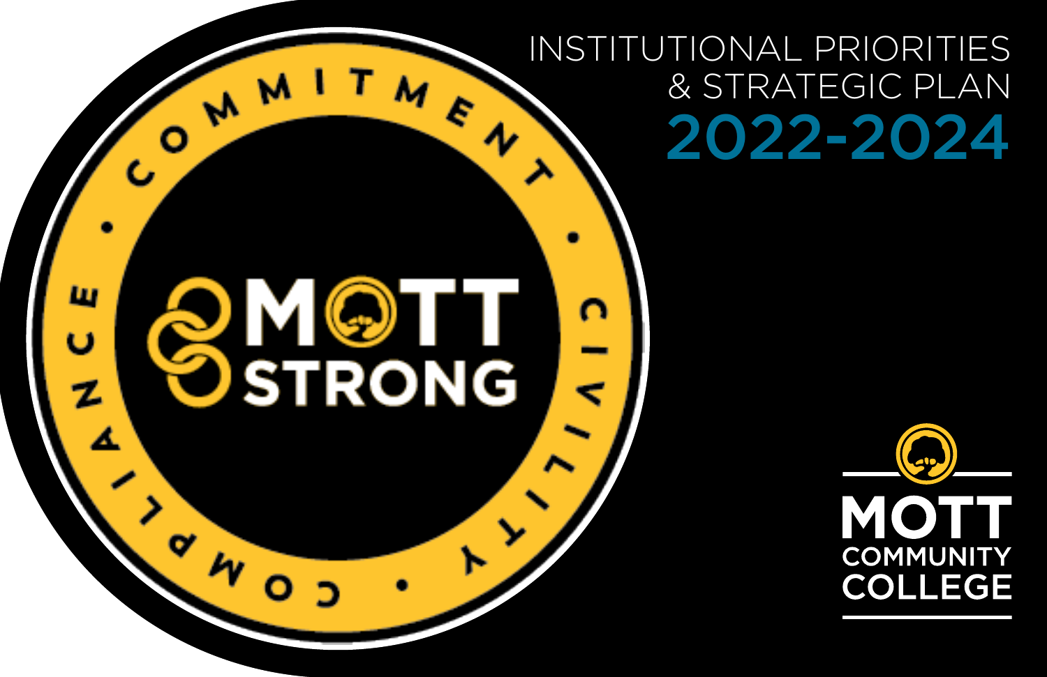# INSTITUTIONAL PRIORITIES & STRATEGIC PLAN

# 2022-2024

COMMITMENT • CIVILITY • COMPLIANCE •

MOTT STRONG

MOTT COMMUNITY COLLEGE